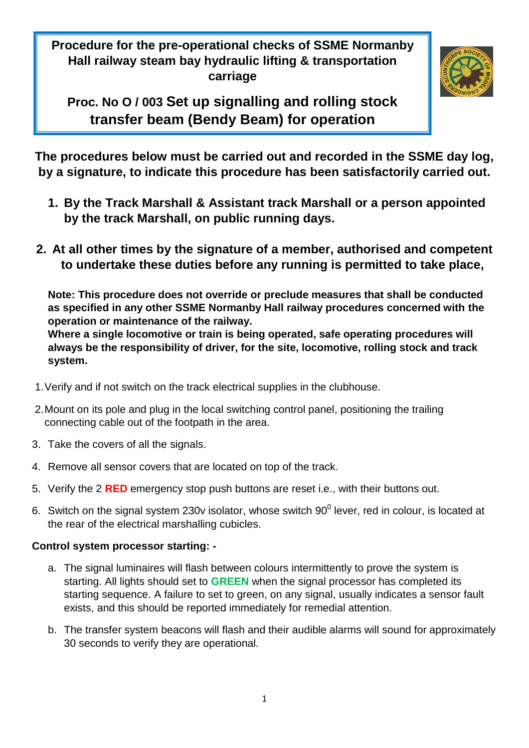**Procedure for the pre-operational checks of SSME Normanby Hall railway steam bay hydraulic lifting & transportation carriage**

**Proc. No O / 003 Set up signalling and rolling stock transfer beam (Bendy Beam) for operation**

**The procedures below must be carried out and recorded in the SSME day log, by a signature, to indicate this procedure has been satisfactorily carried out.**

1. **By the Track Marshall & Assistant track Marshall or a person appointed by the track Marshall, on public running days.**
2. **At all other times by the signature of a member, authorised and competent to undertake these duties before any running is permitted to take place,**

**Note: This procedure does not override or preclude measures that shall be conducted as specified in any other SSME Normanby Hall railway procedures concerned with the operation or maintenance of the railway.**
**Where a single locomotive or train is being operated, safe operating procedures will always be the responsibility of driver, for the site, locomotive, rolling stock and track system.**

1. Verify and if not switch on the track electrical supplies in the clubhouse.
2. Mount on its pole and plug in the local switching control panel, positioning the trailing connecting cable out of the footpath in the area.
3. Take the covers of all the signals.
4. Remove all sensor covers that are located on top of the track.
5. Verify the 2 **RED** emergency stop push buttons are reset i.e., with their buttons out.
6. Switch on the signal system 230v isolator, whose switch $90^0$ lever, red in colour, is located at the rear of the electrical marshalling cubicles.

**Control system processor starting: -**

a. The signal luminaires will flash between colours intermittently to prove the system is starting. All lights should set to **GREEN** when the signal processor has completed its starting sequence. A failure to set to green, on any signal, usually indicates a sensor fault exists, and this should be reported immediately for remedial attention.

b. The transfer system beacons will flash and their audible alarms will sound for approximately 30 seconds to verify they are operational.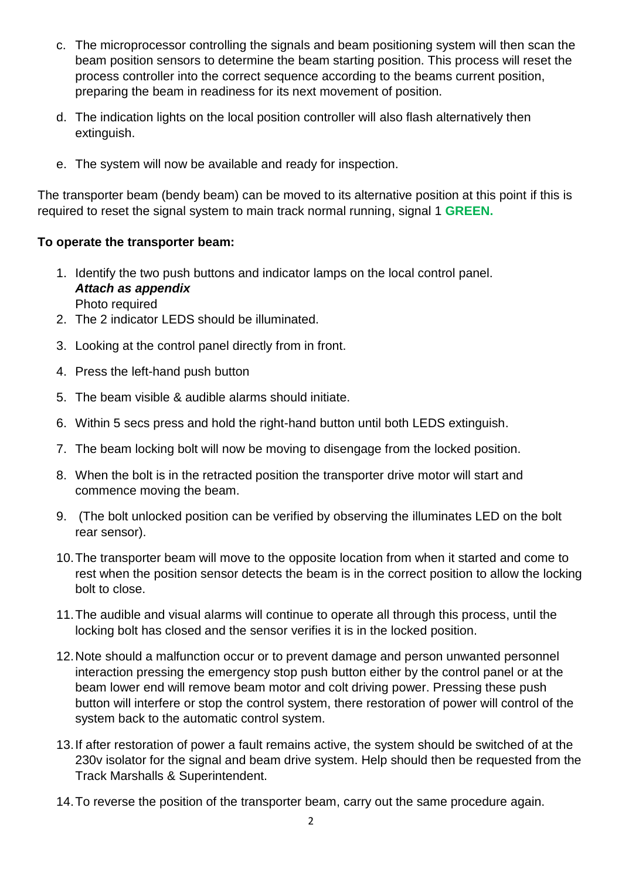c. The microprocessor controlling the signals and beam positioning system will then scan the beam position sensors to determine the beam starting position. This process will reset the process controller into the correct sequence according to the beams current position, preparing the beam in readiness for its next movement of position.

d. The indication lights on the local position controller will also flash alternatively then extinguish.

e. The system will now be available and ready for inspection.

The transporter beam (bendy beam) can be moved to its alternative position at this point if this is required to reset the signal system to main track normal running, signal 1 **GREEN.**

**To operate the transporter beam:**

1. Identify the two push buttons and indicator lamps on the local control panel. ***Attach as appendix*** Photo required
2. The 2 indicator LEDS should be illuminated.
3. Looking at the control panel directly from in front.
4. Press the left-hand push button
5. The beam visible & audible alarms should initiate.
6. Within 5 secs press and hold the right-hand button until both LEDS extinguish.
7. The beam locking bolt will now be moving to disengage from the locked position.
8. When the bolt is in the retracted position the transporter drive motor will start and commence moving the beam.
9. (The bolt unlocked position can be verified by observing the illuminates LED on the bolt rear sensor).
10. The transporter beam will move to the opposite location from when it started and come to rest when the position sensor detects the beam is in the correct position to allow the locking bolt to close.
11. The audible and visual alarms will continue to operate all through this process, until the locking bolt has closed and the sensor verifies it is in the locked position.
12. Note should a malfunction occur or to prevent damage and person unwanted personnel interaction pressing the emergency stop push button either by the control panel or at the beam lower end will remove beam motor and colt driving power. Pressing these push button will interfere or stop the control system, there restoration of power will control of the system back to the automatic control system.
13. If after restoration of power a fault remains active, the system should be switched of at the 230v isolator for the signal and beam drive system. Help should then be requested from the Track Marshalls & Superintendent.
14. To reverse the position of the transporter beam, carry out the same procedure again.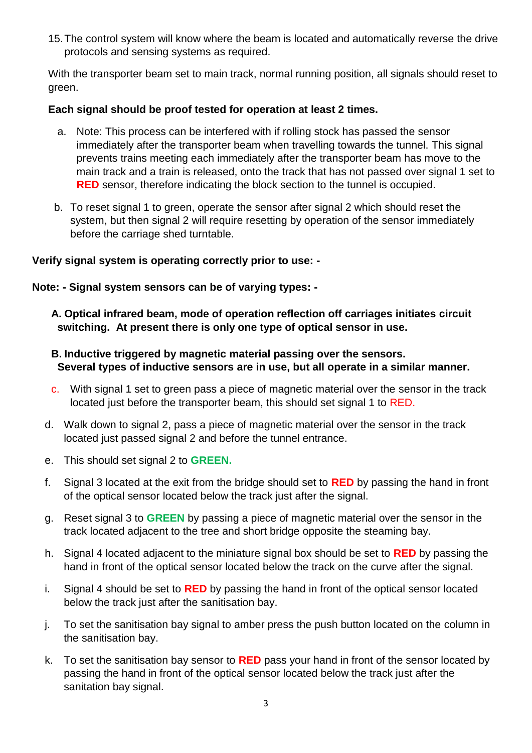15. The control system will know where the beam is located and automatically reverse the drive protocols and sensing systems as required.

With the transporter beam set to main track, normal running position, all signals should reset to green.

**Each signal should be proof tested for operation at least 2 times.**

a. Note: This process can be interfered with if rolling stock has passed the sensor immediately after the transporter beam when travelling towards the tunnel. This signal prevents trains meeting each immediately after the transporter beam has move to the main track and a train is released, onto the track that has not passed over signal 1 set to **RED** sensor, therefore indicating the block section to the tunnel is occupied.

b. To reset signal 1 to green, operate the sensor after signal 2 which should reset the system, but then signal 2 will require resetting by operation of the sensor immediately before the carriage shed turntable.

**Verify signal system is operating correctly prior to use: -**

**Note: - Signal system sensors can be of varying types: -**

**A. Optical infrared beam, mode of operation reflection off carriages initiates circuit switching. At present there is only one type of optical sensor in use.**

**B. Inductive triggered by magnetic material passing over the sensors. Several types of inductive sensors are in use, but all operate in a similar manner.**

c. With signal 1 set to green pass a piece of magnetic material over the sensor in the track located just before the transporter beam, this should set signal 1 to RED.

d. Walk down to signal 2, pass a piece of magnetic material over the sensor in the track located just passed signal 2 and before the tunnel entrance.

e. This should set signal 2 to **GREEN.**

f. Signal 3 located at the exit from the bridge should set to **RED** by passing the hand in front of the optical sensor located below the track just after the signal.

g. Reset signal 3 to **GREEN** by passing a piece of magnetic material over the sensor in the track located adjacent to the tree and short bridge opposite the steaming bay.

h. Signal 4 located adjacent to the miniature signal box should be set to **RED** by passing the hand in front of the optical sensor located below the track on the curve after the signal.

i. Signal 4 should be set to **RED** by passing the hand in front of the optical sensor located below the track just after the sanitisation bay.

j. To set the sanitisation bay signal to amber press the push button located on the column in the sanitisation bay.

k. To set the sanitisation bay sensor to **RED** pass your hand in front of the sensor located by passing the hand in front of the optical sensor located below the track just after the sanitation bay signal.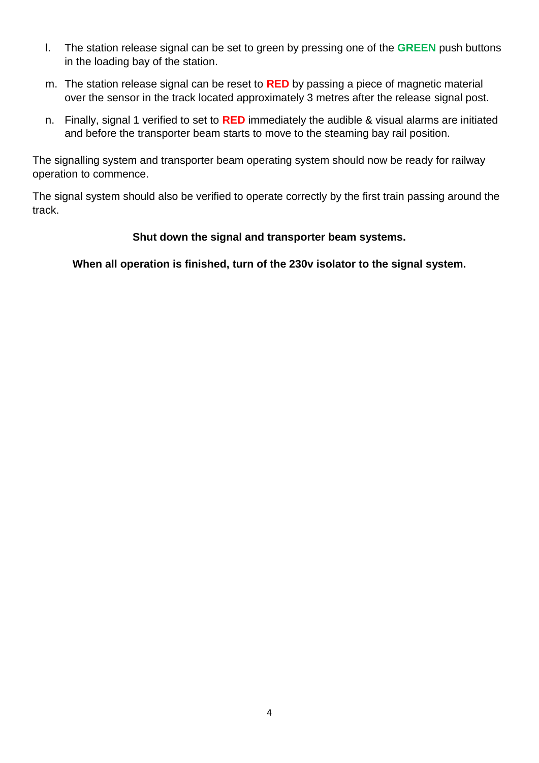l. The station release signal can be set to green by pressing one of the **GREEN** push buttons in the loading bay of the station.

m. The station release signal can be reset to **RED** by passing a piece of magnetic material over the sensor in the track located approximately 3 metres after the release signal post.

n. Finally, signal 1 verified to set to **RED** immediately the audible & visual alarms are initiated and before the transporter beam starts to move to the steaming bay rail position.

The signalling system and transporter beam operating system should now be ready for railway operation to commence.

The signal system should also be verified to operate correctly by the first train passing around the track.

**Shut down the signal and transporter beam systems.**

**When all operation is finished, turn of the 230v isolator to the signal system.**